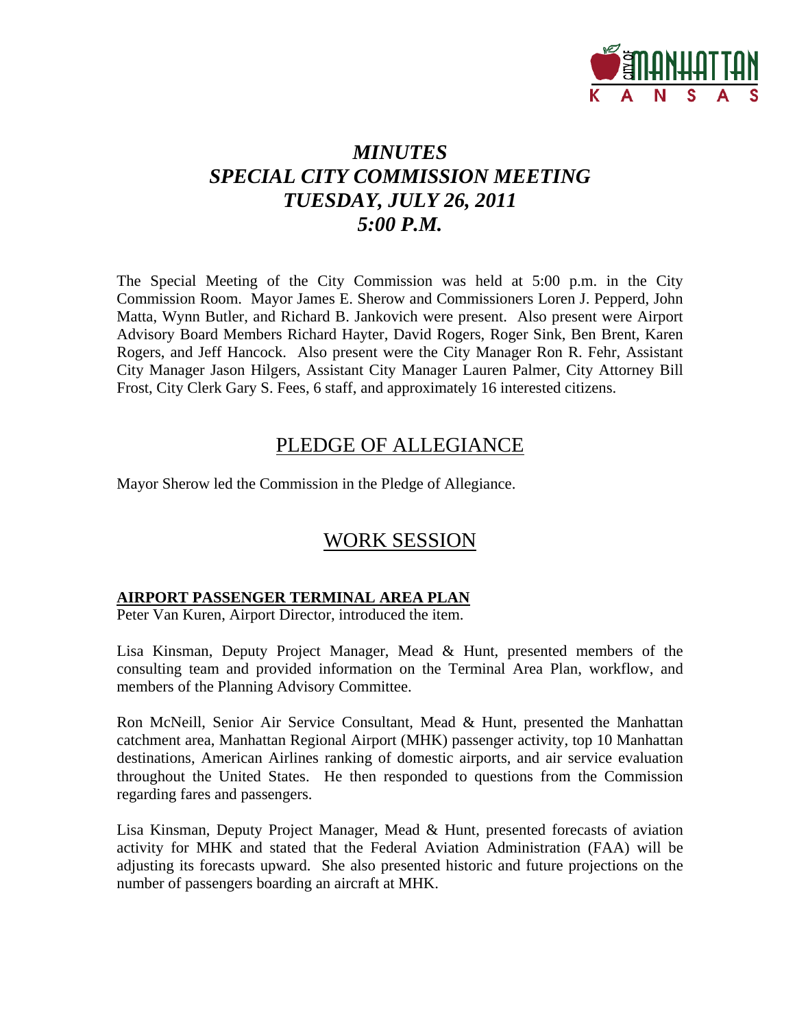# *MINUTES*
# *SPECIAL CITY COMMISSION MEETING*
# *TUESDAY, JULY 26, 2011*
# *5:00 P.M.*

The Special Meeting of the City Commission was held at 5:00 p.m. in the City Commission Room. Mayor James E. Sherow and Commissioners Loren J. Pepperd, John Matta, Wynn Butler, and Richard B. Jankovich were present. Also present were Airport Advisory Board Members Richard Hayter, David Rogers, Roger Sink, Ben Brent, Karen Rogers, and Jeff Hancock. Also present were the City Manager Ron R. Fehr, Assistant City Manager Jason Hilgers, Assistant City Manager Lauren Palmer, City Attorney Bill Frost, City Clerk Gary S. Fees, 6 staff, and approximately 16 interested citizens.

## PLEDGE OF ALLEGIANCE

Mayor Sherow led the Commission in the Pledge of Allegiance.

## WORK SESSION

### AIRPORT PASSENGER TERMINAL AREA PLAN

Peter Van Kuren, Airport Director, introduced the item.

Lisa Kinsman, Deputy Project Manager, Mead & Hunt, presented members of the consulting team and provided information on the Terminal Area Plan, workflow, and members of the Planning Advisory Committee.

Ron McNeill, Senior Air Service Consultant, Mead & Hunt, presented the Manhattan catchment area, Manhattan Regional Airport (MHK) passenger activity, top 10 Manhattan destinations, American Airlines ranking of domestic airports, and air service evaluation throughout the United States. He then responded to questions from the Commission regarding fares and passengers.

Lisa Kinsman, Deputy Project Manager, Mead & Hunt, presented forecasts of aviation activity for MHK and stated that the Federal Aviation Administration (FAA) will be adjusting its forecasts upward. She also presented historic and future projections on the number of passengers boarding an aircraft at MHK.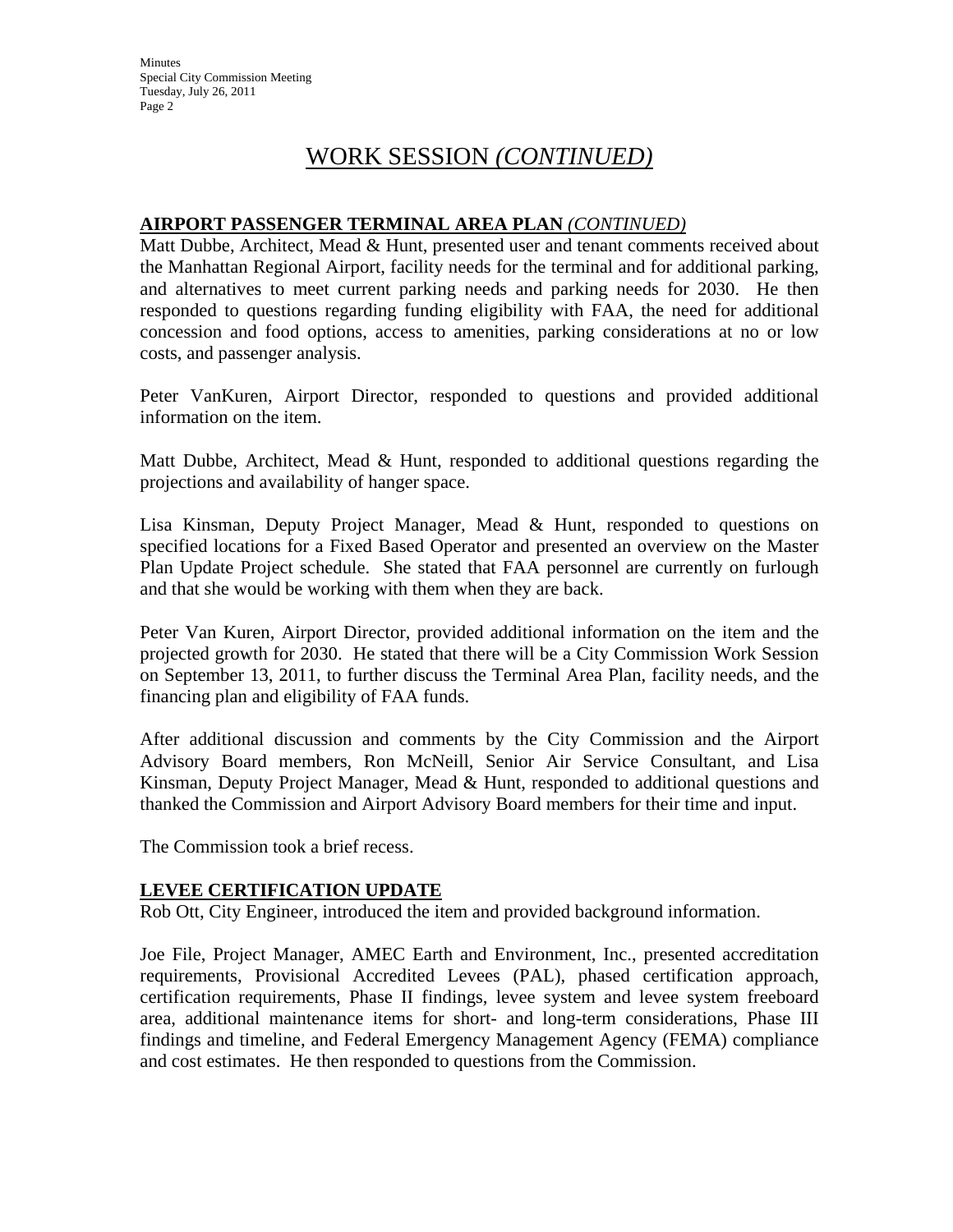# WORK SESSION *(CONTINUED)*

**AIRPORT PASSENGER TERMINAL AREA PLAN** *(CONTINUED)*

Matt Dubbe, Architect, Mead & Hunt, presented user and tenant comments received about the Manhattan Regional Airport, facility needs for the terminal and for additional parking, and alternatives to meet current parking needs and parking needs for 2030. He then responded to questions regarding funding eligibility with FAA, the need for additional concession and food options, access to amenities, parking considerations at no or low costs, and passenger analysis.

Peter VanKuren, Airport Director, responded to questions and provided additional information on the item.

Matt Dubbe, Architect, Mead & Hunt, responded to additional questions regarding the projections and availability of hanger space.

Lisa Kinsman, Deputy Project Manager, Mead & Hunt, responded to questions on specified locations for a Fixed Based Operator and presented an overview on the Master Plan Update Project schedule. She stated that FAA personnel are currently on furlough and that she would be working with them when they are back.

Peter Van Kuren, Airport Director, provided additional information on the item and the projected growth for 2030. He stated that there will be a City Commission Work Session on September 13, 2011, to further discuss the Terminal Area Plan, facility needs, and the financing plan and eligibility of FAA funds.

After additional discussion and comments by the City Commission and the Airport Advisory Board members, Ron McNeill, Senior Air Service Consultant, and Lisa Kinsman, Deputy Project Manager, Mead & Hunt, responded to additional questions and thanked the Commission and Airport Advisory Board members for their time and input.

The Commission took a brief recess.

**LEVEE CERTIFICATION UPDATE**

Rob Ott, City Engineer, introduced the item and provided background information.

Joe File, Project Manager, AMEC Earth and Environment, Inc., presented accreditation requirements, Provisional Accredited Levees (PAL), phased certification approach, certification requirements, Phase II findings, levee system and levee system freeboard area, additional maintenance items for short- and long-term considerations, Phase III findings and timeline, and Federal Emergency Management Agency (FEMA) compliance and cost estimates. He then responded to questions from the Commission.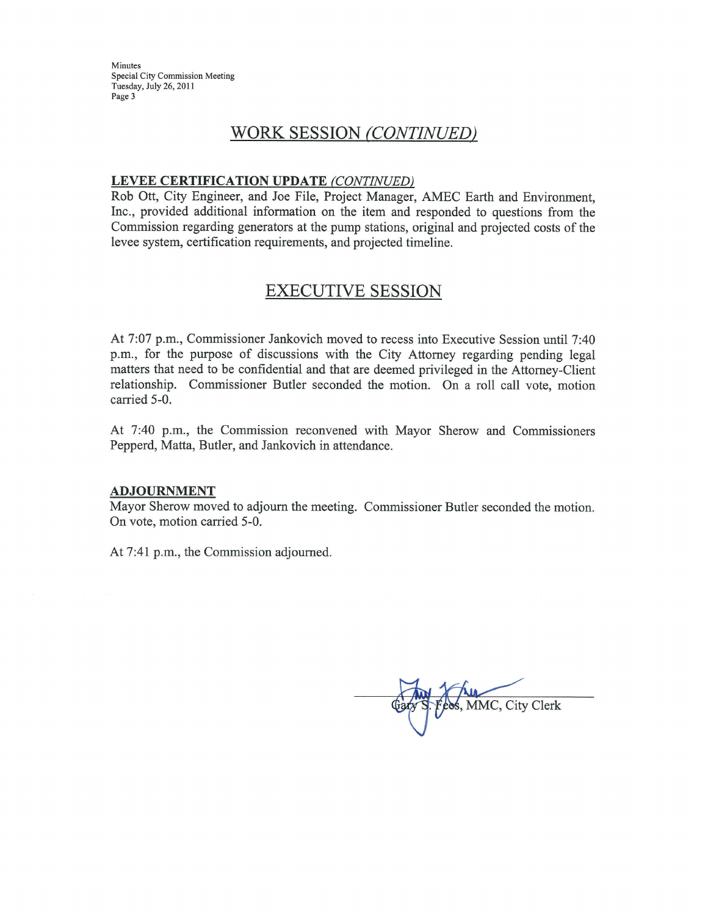## WORK SESSION *(CONTINUED)*

**LEVEE CERTIFICATION UPDATE** *(CONTINUED)*

Rob Ott, City Engineer, and Joe File, Project Manager, AMEC Earth and Environment, Inc., provided additional information on the item and responded to questions from the Commission regarding generators at the pump stations, original and projected costs of the levee system, certification requirements, and projected timeline.

## EXECUTIVE SESSION

At 7:07 p.m., Commissioner Jankovich moved to recess into Executive Session until 7:40 p.m., for the purpose of discussions with the City Attorney regarding pending legal matters that need to be confidential and that are deemed privileged in the Attorney-Client relationship. Commissioner Butler seconded the motion. On a roll call vote, motion carried 5-0.

At 7:40 p.m., the Commission reconvened with Mayor Sherow and Commissioners Pepperd, Matta, Butler, and Jankovich in attendance.

**ADJOURNMENT**

Mayor Sherow moved to adjourn the meeting. Commissioner Butler seconded the motion. On vote, motion carried 5-0.

At 7:41 p.m., the Commission adjourned.

Gary S. Fees, MMC, City Clerk